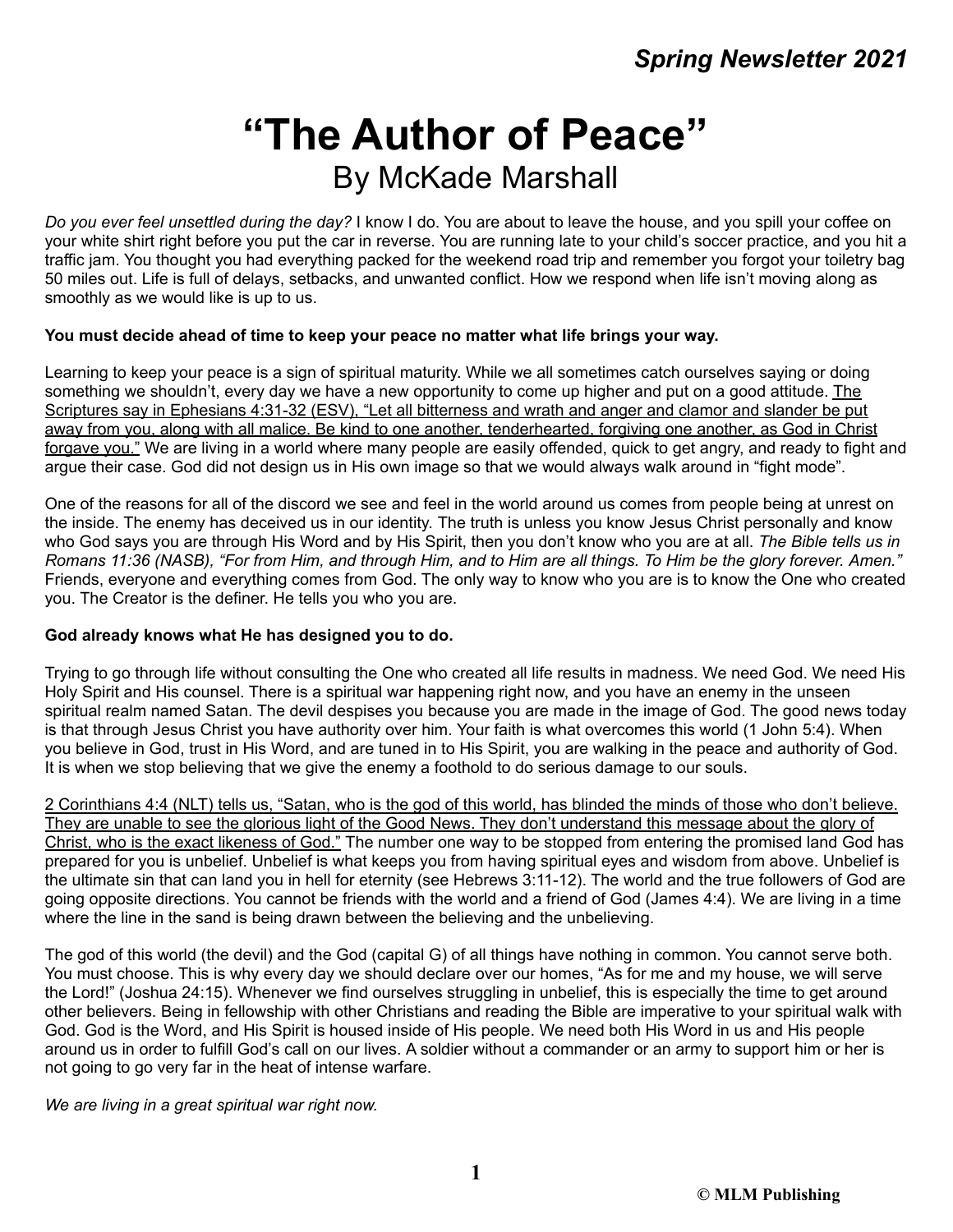*Spring Newsletter 2021*

# "The Author of Peace"

## By McKade Marshall

*Do you ever feel unsettled during the day?* I know I do. You are about to leave the house, and you spill your coffee on your white shirt right before you put the car in reverse. You are running late to your child's soccer practice, and you hit a traffic jam. You thought you had everything packed for the weekend road trip and remember you forgot your toiletry bag 50 miles out. Life is full of delays, setbacks, and unwanted conflict. How we respond when life isn't moving along as smoothly as we would like is up to us.

**You must decide ahead of time to keep your peace no matter what life brings your way.**

Learning to keep your peace is a sign of spiritual maturity. While we all sometimes catch ourselves saying or doing something we shouldn't, every day we have a new opportunity to come up higher and put on a good attitude. <u>The Scriptures say in Ephesians 4:31-32 (ESV), "Let all bitterness and wrath and anger and clamor and slander be put away from you, along with all malice. Be kind to one another, tenderhearted, forgiving one another, as God in Christ forgave you."</u> We are living in a world where many people are easily offended, quick to get angry, and ready to fight and argue their case. God did not design us in His own image so that we would always walk around in "fight mode".

One of the reasons for all of the discord we see and feel in the world around us comes from people being at unrest on the inside. The enemy has deceived us in our identity. The truth is unless you know Jesus Christ personally and know who God says you are through His Word and by His Spirit, then you don't know who you are at all. *The Bible tells us in Romans 11:36 (NASB), "For from Him, and through Him, and to Him are all things. To Him be the glory forever. Amen."* Friends, everyone and everything comes from God. The only way to know who you are is to know the One who created you. The Creator is the definer. He tells you who you are.

**God already knows what He has designed you to do.**

Trying to go through life without consulting the One who created all life results in madness. We need God. We need His Holy Spirit and His counsel. There is a spiritual war happening right now, and you have an enemy in the unseen spiritual realm named Satan. The devil despises you because you are made in the image of God. The good news today is that through Jesus Christ you have authority over him. Your faith is what overcomes this world (1 John 5:4). When you believe in God, trust in His Word, and are tuned in to His Spirit, you are walking in the peace and authority of God. It is when we stop believing that we give the enemy a foothold to do serious damage to our souls.

<u>2 Corinthians 4:4 (NLT) tells us, "Satan, who is the god of this world, has blinded the minds of those who don't believe. They are unable to see the glorious light of the Good News. They don't understand this message about the glory of Christ, who is the exact likeness of God."</u> The number one way to be stopped from entering the promised land God has prepared for you is unbelief. Unbelief is what keeps you from having spiritual eyes and wisdom from above. Unbelief is the ultimate sin that can land you in hell for eternity (see Hebrews 3:11-12). The world and the true followers of God are going opposite directions. You cannot be friends with the world and a friend of God (James 4:4). We are living in a time where the line in the sand is being drawn between the believing and the unbelieving.

The god of this world (the devil) and the God (capital G) of all things have nothing in common. You cannot serve both. You must choose. This is why every day we should declare over our homes, "As for me and my house, we will serve the Lord!" (Joshua 24:15). Whenever we find ourselves struggling in unbelief, this is especially the time to get around other believers. Being in fellowship with other Christians and reading the Bible are imperative to your spiritual walk with God. God is the Word, and His Spirit is housed inside of His people. We need both His Word in us and His people around us in order to fulfill God's call on our lives. A soldier without a commander or an army to support him or her is not going to go very far in the heat of intense warfare.

*We are living in a great spiritual war right now.*

**© MLM Publishing**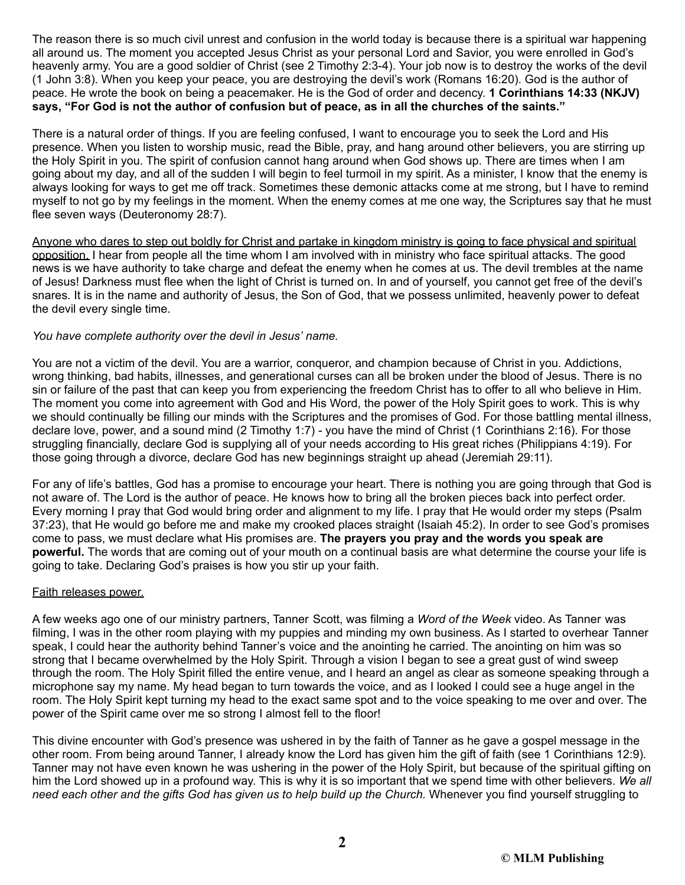The reason there is so much civil unrest and confusion in the world today is because there is a spiritual war happening all around us. The moment you accepted Jesus Christ as your personal Lord and Savior, you were enrolled in God's heavenly army. You are a good soldier of Christ (see 2 Timothy 2:3-4). Your job now is to destroy the works of the devil (1 John 3:8). When you keep your peace, you are destroying the devil's work (Romans 16:20). God is the author of peace. He wrote the book on being a peacemaker. He is the God of order and decency. **1 Corinthians 14:33 (NKJV) says, "For God is not the author of confusion but of peace, as in all the churches of the saints."**

There is a natural order of things. If you are feeling confused, I want to encourage you to seek the Lord and His presence. When you listen to worship music, read the Bible, pray, and hang around other believers, you are stirring up the Holy Spirit in you. The spirit of confusion cannot hang around when God shows up. There are times when I am going about my day, and all of the sudden I will begin to feel turmoil in my spirit. As a minister, I know that the enemy is always looking for ways to get me off track. Sometimes these demonic attacks come at me strong, but I have to remind myself to not go by my feelings in the moment. When the enemy comes at me one way, the Scriptures say that he must flee seven ways (Deuteronomy 28:7).

<u>Anyone who dares to step out boldly for Christ and partake in kingdom ministry is going to face physical and spiritual opposition.</u> I hear from people all the time whom I am involved with in ministry who face spiritual attacks. The good news is we have authority to take charge and defeat the enemy when he comes at us. The devil trembles at the name of Jesus! Darkness must flee when the light of Christ is turned on. In and of yourself, you cannot get free of the devil's snares. It is in the name and authority of Jesus, the Son of God, that we possess unlimited, heavenly power to defeat the devil every single time.

*You have complete authority over the devil in Jesus' name.*

You are not a victim of the devil. You are a warrior, conqueror, and champion because of Christ in you. Addictions, wrong thinking, bad habits, illnesses, and generational curses can all be broken under the blood of Jesus. There is no sin or failure of the past that can keep you from experiencing the freedom Christ has to offer to all who believe in Him. The moment you come into agreement with God and His Word, the power of the Holy Spirit goes to work. This is why we should continually be filling our minds with the Scriptures and the promises of God. For those battling mental illness, declare love, power, and a sound mind (2 Timothy 1:7) - you have the mind of Christ (1 Corinthians 2:16). For those struggling financially, declare God is supplying all of your needs according to His great riches (Philippians 4:19). For those going through a divorce, declare God has new beginnings straight up ahead (Jeremiah 29:11).

For any of life's battles, God has a promise to encourage your heart. There is nothing you are going through that God is not aware of. The Lord is the author of peace. He knows how to bring all the broken pieces back into perfect order. Every morning I pray that God would bring order and alignment to my life. I pray that He would order my steps (Psalm 37:23), that He would go before me and make my crooked places straight (Isaiah 45:2). In order to see God's promises come to pass, we must declare what His promises are. **The prayers you pray and the words you speak are powerful.** The words that are coming out of your mouth on a continual basis are what determine the course your life is going to take. Declaring God's praises is how you stir up your faith.

<u>Faith releases power.</u>

A few weeks ago one of our ministry partners, Tanner Scott, was filming a *Word of the Week* video. As Tanner was filming, I was in the other room playing with my puppies and minding my own business. As I started to overhear Tanner speak, I could hear the authority behind Tanner's voice and the anointing he carried. The anointing on him was so strong that I became overwhelmed by the Holy Spirit. Through a vision I began to see a great gust of wind sweep through the room. The Holy Spirit filled the entire venue, and I heard an angel as clear as someone speaking through a microphone say my name. My head began to turn towards the voice, and as I looked I could see a huge angel in the room. The Holy Spirit kept turning my head to the exact same spot and to the voice speaking to me over and over. The power of the Spirit came over me so strong I almost fell to the floor!

This divine encounter with God's presence was ushered in by the faith of Tanner as he gave a gospel message in the other room. From being around Tanner, I already know the Lord has given him the gift of faith (see 1 Corinthians 12:9). Tanner may not have even known he was ushering in the power of the Holy Spirit, but because of the spiritual gifting on him the Lord showed up in a profound way. This is why it is so important that we spend time with other believers. *We all need each other and the gifts God has given us to help build up the Church.* Whenever you find yourself struggling to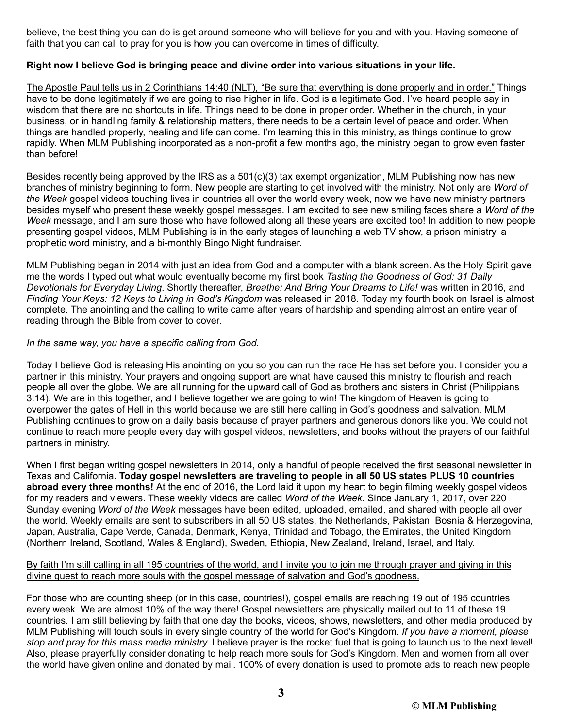believe, the best thing you can do is get around someone who will believe for you and with you. Having someone of faith that you can call to pray for you is how you can overcome in times of difficulty.

**Right now I believe God is bringing peace and divine order into various situations in your life.**

The Apostle Paul tells us in 2 Corinthians 14:40 (NLT), "Be sure that everything is done properly and in order." Things have to be done legitimately if we are going to rise higher in life. God is a legitimate God. I've heard people say in wisdom that there are no shortcuts in life. Things need to be done in proper order. Whether in the church, in your business, or in handling family & relationship matters, there needs to be a certain level of peace and order. When things are handled properly, healing and life can come. I'm learning this in this ministry, as things continue to grow rapidly. When MLM Publishing incorporated as a non-profit a few months ago, the ministry began to grow even faster than before!

Besides recently being approved by the IRS as a 501(c)(3) tax exempt organization, MLM Publishing now has new branches of ministry beginning to form. New people are starting to get involved with the ministry. Not only are *Word of the Week* gospel videos touching lives in countries all over the world every week, now we have new ministry partners besides myself who present these weekly gospel messages. I am excited to see new smiling faces share a *Word of the Week* message, and I am sure those who have followed along all these years are excited too! In addition to new people presenting gospel videos, MLM Publishing is in the early stages of launching a web TV show, a prison ministry, a prophetic word ministry, and a bi-monthly Bingo Night fundraiser.

MLM Publishing began in 2014 with just an idea from God and a computer with a blank screen. As the Holy Spirit gave me the words I typed out what would eventually become my first book *Tasting the Goodness of God: 31 Daily Devotionals for Everyday Living*. Shortly thereafter, *Breathe: And Bring Your Dreams to Life!* was written in 2016, and *Finding Your Keys: 12 Keys to Living in God's Kingdom* was released in 2018. Today my fourth book on Israel is almost complete. The anointing and the calling to write came after years of hardship and spending almost an entire year of reading through the Bible from cover to cover.

*In the same way, you have a specific calling from God.*

Today I believe God is releasing His anointing on you so you can run the race He has set before you. I consider you a partner in this ministry. Your prayers and ongoing support are what have caused this ministry to flourish and reach people all over the globe. We are all running for the upward call of God as brothers and sisters in Christ (Philippians 3:14). We are in this together, and I believe together we are going to win! The kingdom of Heaven is going to overpower the gates of Hell in this world because we are still here calling in God's goodness and salvation. MLM Publishing continues to grow on a daily basis because of prayer partners and generous donors like you. We could not continue to reach more people every day with gospel videos, newsletters, and books without the prayers of our faithful partners in ministry.

When I first began writing gospel newsletters in 2014, only a handful of people received the first seasonal newsletter in Texas and California. **Today gospel newsletters are traveling to people in all 50 US states PLUS 10 countries abroad every three months!** At the end of 2016, the Lord laid it upon my heart to begin filming weekly gospel videos for my readers and viewers. These weekly videos are called *Word of the Week*. Since January 1, 2017, over 220 Sunday evening *Word of the Week* messages have been edited, uploaded, emailed, and shared with people all over the world. Weekly emails are sent to subscribers in all 50 US states, the Netherlands, Pakistan, Bosnia & Herzegovina, Japan, Australia, Cape Verde, Canada, Denmark, Kenya, Trinidad and Tobago, the Emirates, the United Kingdom (Northern Ireland, Scotland, Wales & England), Sweden, Ethiopia, New Zealand, Ireland, Israel, and Italy.

By faith I'm still calling in all 195 countries of the world, and I invite you to join me through prayer and giving in this divine quest to reach more souls with the gospel message of salvation and God's goodness.

For those who are counting sheep (or in this case, countries!), gospel emails are reaching 19 out of 195 countries every week. We are almost 10% of the way there! Gospel newsletters are physically mailed out to 11 of these 19 countries. I am still believing by faith that one day the books, videos, shows, newsletters, and other media produced by MLM Publishing will touch souls in every single country of the world for God's Kingdom. *If you have a moment, please stop and pray for this mass media ministry.* I believe prayer is the rocket fuel that is going to launch us to the next level! Also, please prayerfully consider donating to help reach more souls for God's Kingdom. Men and women from all over the world have given online and donated by mail. 100% of every donation is used to promote ads to reach new people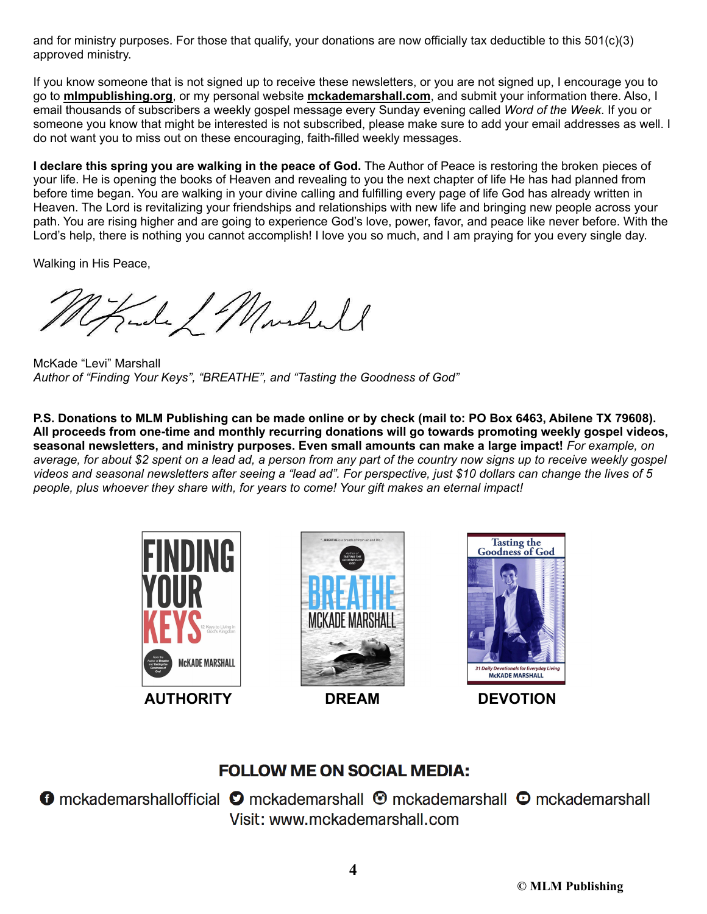and for ministry purposes. For those that qualify, your donations are now officially tax deductible to this 501(c)(3) approved ministry.

If you know someone that is not signed up to receive these newsletters, or you are not signed up, I encourage you to go to **mlmpublishing.org**, or my personal website **mckademarshall.com**, and submit your information there. Also, I email thousands of subscribers a weekly gospel message every Sunday evening called *Word of the Week*. If you or someone you know that might be interested is not subscribed, please make sure to add your email addresses as well. I do not want you to miss out on these encouraging, faith-filled weekly messages.

**I declare this spring you are walking in the peace of God.** The Author of Peace is restoring the broken pieces of your life. He is opening the books of Heaven and revealing to you the next chapter of life He has had planned from before time began. You are walking in your divine calling and fulfilling every page of life God has already written in Heaven. The Lord is revitalizing your friendships and relationships with new life and bringing new people across your path. You are rising higher and are going to experience God's love, power, favor, and peace like never before. With the Lord's help, there is nothing you cannot accomplish! I love you so much, and I am praying for you every single day.

Walking in His Peace,

McKade "Levi" Marshall
*Author of "Finding Your Keys", "BREATHE", and "Tasting the Goodness of God"*

**P.S. Donations to MLM Publishing can be made online or by check (mail to: PO Box 6463, Abilene TX 79608). All proceeds from one-time and monthly recurring donations will go towards promoting weekly gospel videos, seasonal newsletters, and ministry purposes. Even small amounts can make a large impact!** *For example, on average, for about $2 spent on a lead ad, a person from any part of the country now signs up to receive weekly gospel videos and seasonal newsletters after seeing a "lead ad". For perspective, just $10 dollars can change the lives of 5 people, plus whoever they share with, for years to come! Your gift makes an eternal impact!*

**AUTHORITY** **DREAM** **DEVOTION**

## FOLLOW ME ON SOCIAL MEDIA:

mckademarshallofficial mckademarshall mckademarshall mckademarshall
Visit: www.mckademarshall.com

© MLM Publishing